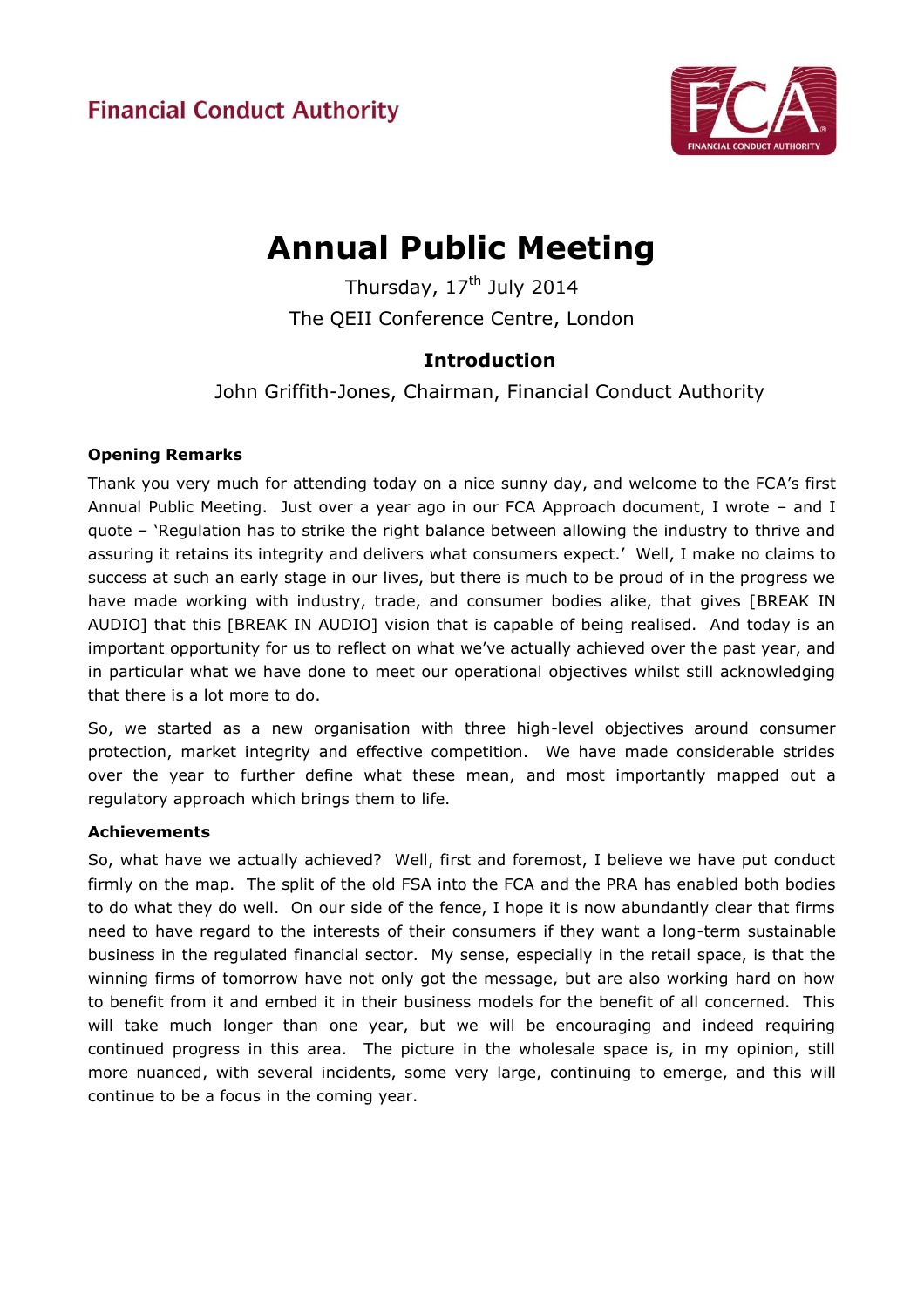Financial Conduct Authority

# Annual Public Meeting

Thursday, 17th July 2014

The QEII Conference Centre, London

## Introduction

John Griffith-Jones, Chairman, Financial Conduct Authority

**Opening Remarks**

Thank you very much for attending today on a nice sunny day, and welcome to the FCA's first Annual Public Meeting. Just over a year ago in our FCA Approach document, I wrote – and I quote – 'Regulation has to strike the right balance between allowing the industry to thrive and assuring it retains its integrity and delivers what consumers expect.' Well, I make no claims to success at such an early stage in our lives, but there is much to be proud of in the progress we have made working with industry, trade, and consumer bodies alike, that gives [BREAK IN AUDIO] that this [BREAK IN AUDIO] vision that is capable of being realised. And today is an important opportunity for us to reflect on what we've actually achieved over the past year, and in particular what we have done to meet our operational objectives whilst still acknowledging that there is a lot more to do.

So, we started as a new organisation with three high-level objectives around consumer protection, market integrity and effective competition. We have made considerable strides over the year to further define what these mean, and most importantly mapped out a regulatory approach which brings them to life.

**Achievements**

So, what have we actually achieved? Well, first and foremost, I believe we have put conduct firmly on the map. The split of the old FSA into the FCA and the PRA has enabled both bodies to do what they do well. On our side of the fence, I hope it is now abundantly clear that firms need to have regard to the interests of their consumers if they want a long-term sustainable business in the regulated financial sector. My sense, especially in the retail space, is that the winning firms of tomorrow have not only got the message, but are also working hard on how to benefit from it and embed it in their business models for the benefit of all concerned. This will take much longer than one year, but we will be encouraging and indeed requiring continued progress in this area. The picture in the wholesale space is, in my opinion, still more nuanced, with several incidents, some very large, continuing to emerge, and this will continue to be a focus in the coming year.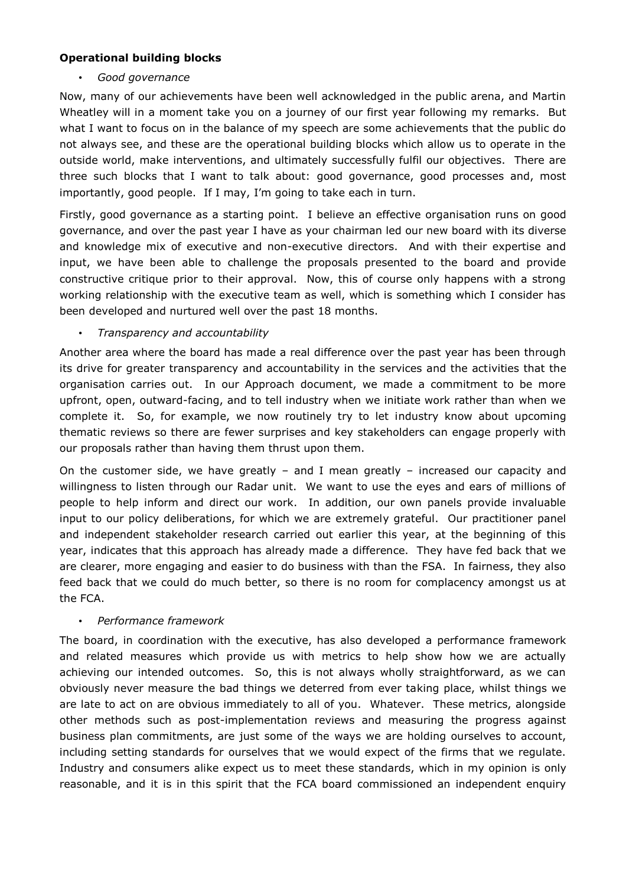**Operational building blocks**

- *Good governance*

Now, many of our achievements have been well acknowledged in the public arena, and Martin Wheatley will in a moment take you on a journey of our first year following my remarks. But what I want to focus on in the balance of my speech are some achievements that the public do not always see, and these are the operational building blocks which allow us to operate in the outside world, make interventions, and ultimately successfully fulfil our objectives. There are three such blocks that I want to talk about: good governance, good processes and, most importantly, good people. If I may, I'm going to take each in turn.

Firstly, good governance as a starting point. I believe an effective organisation runs on good governance, and over the past year I have as your chairman led our new board with its diverse and knowledge mix of executive and non-executive directors. And with their expertise and input, we have been able to challenge the proposals presented to the board and provide constructive critique prior to their approval. Now, this of course only happens with a strong working relationship with the executive team as well, which is something which I consider has been developed and nurtured well over the past 18 months.

- *Transparency and accountability*

Another area where the board has made a real difference over the past year has been through its drive for greater transparency and accountability in the services and the activities that the organisation carries out. In our Approach document, we made a commitment to be more upfront, open, outward-facing, and to tell industry when we initiate work rather than when we complete it. So, for example, we now routinely try to let industry know about upcoming thematic reviews so there are fewer surprises and key stakeholders can engage properly with our proposals rather than having them thrust upon them.

On the customer side, we have greatly – and I mean greatly – increased our capacity and willingness to listen through our Radar unit. We want to use the eyes and ears of millions of people to help inform and direct our work. In addition, our own panels provide invaluable input to our policy deliberations, for which we are extremely grateful. Our practitioner panel and independent stakeholder research carried out earlier this year, at the beginning of this year, indicates that this approach has already made a difference. They have fed back that we are clearer, more engaging and easier to do business with than the FSA. In fairness, they also feed back that we could do much better, so there is no room for complacency amongst us at the FCA.

- *Performance framework*

The board, in coordination with the executive, has also developed a performance framework and related measures which provide us with metrics to help show how we are actually achieving our intended outcomes. So, this is not always wholly straightforward, as we can obviously never measure the bad things we deterred from ever taking place, whilst things we are late to act on are obvious immediately to all of you. Whatever. These metrics, alongside other methods such as post-implementation reviews and measuring the progress against business plan commitments, are just some of the ways we are holding ourselves to account, including setting standards for ourselves that we would expect of the firms that we regulate. Industry and consumers alike expect us to meet these standards, which in my opinion is only reasonable, and it is in this spirit that the FCA board commissioned an independent enquiry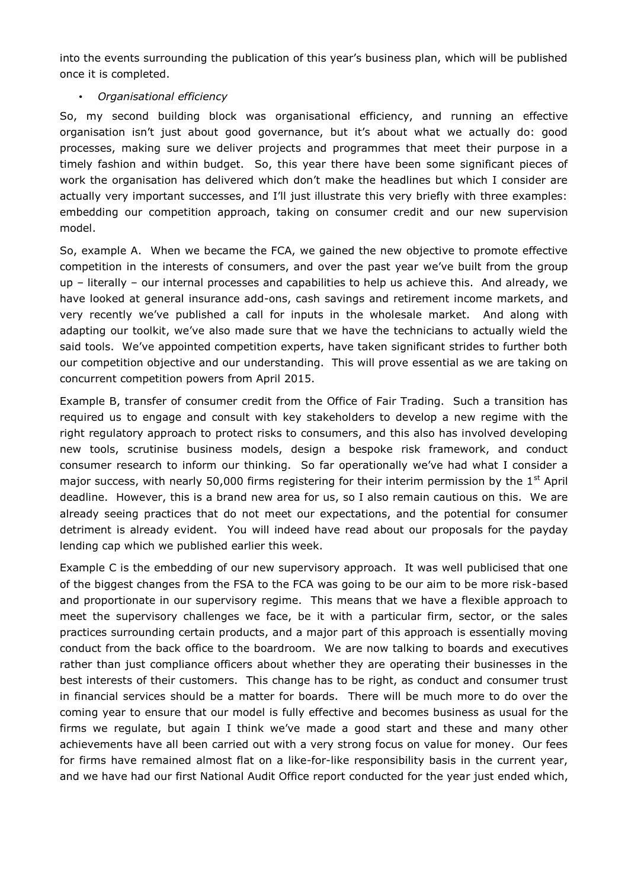into the events surrounding the publication of this year's business plan, which will be published once it is completed.

- *Organisational efficiency*

So, my second building block was organisational efficiency, and running an effective organisation isn't just about good governance, but it's about what we actually do: good processes, making sure we deliver projects and programmes that meet their purpose in a timely fashion and within budget. So, this year there have been some significant pieces of work the organisation has delivered which don't make the headlines but which I consider are actually very important successes, and I'll just illustrate this very briefly with three examples: embedding our competition approach, taking on consumer credit and our new supervision model.

So, example A. When we became the FCA, we gained the new objective to promote effective competition in the interests of consumers, and over the past year we've built from the group up – literally – our internal processes and capabilities to help us achieve this. And already, we have looked at general insurance add-ons, cash savings and retirement income markets, and very recently we've published a call for inputs in the wholesale market. And along with adapting our toolkit, we've also made sure that we have the technicians to actually wield the said tools. We've appointed competition experts, have taken significant strides to further both our competition objective and our understanding. This will prove essential as we are taking on concurrent competition powers from April 2015.

Example B, transfer of consumer credit from the Office of Fair Trading. Such a transition has required us to engage and consult with key stakeholders to develop a new regime with the right regulatory approach to protect risks to consumers, and this also has involved developing new tools, scrutinise business models, design a bespoke risk framework, and conduct consumer research to inform our thinking. So far operationally we've had what I consider a major success, with nearly 50,000 firms registering for their interim permission by the 1st April deadline. However, this is a brand new area for us, so I also remain cautious on this. We are already seeing practices that do not meet our expectations, and the potential for consumer detriment is already evident. You will indeed have read about our proposals for the payday lending cap which we published earlier this week.

Example C is the embedding of our new supervisory approach. It was well publicised that one of the biggest changes from the FSA to the FCA was going to be our aim to be more risk-based and proportionate in our supervisory regime. This means that we have a flexible approach to meet the supervisory challenges we face, be it with a particular firm, sector, or the sales practices surrounding certain products, and a major part of this approach is essentially moving conduct from the back office to the boardroom. We are now talking to boards and executives rather than just compliance officers about whether they are operating their businesses in the best interests of their customers. This change has to be right, as conduct and consumer trust in financial services should be a matter for boards. There will be much more to do over the coming year to ensure that our model is fully effective and becomes business as usual for the firms we regulate, but again I think we've made a good start and these and many other achievements have all been carried out with a very strong focus on value for money. Our fees for firms have remained almost flat on a like-for-like responsibility basis in the current year, and we have had our first National Audit Office report conducted for the year just ended which,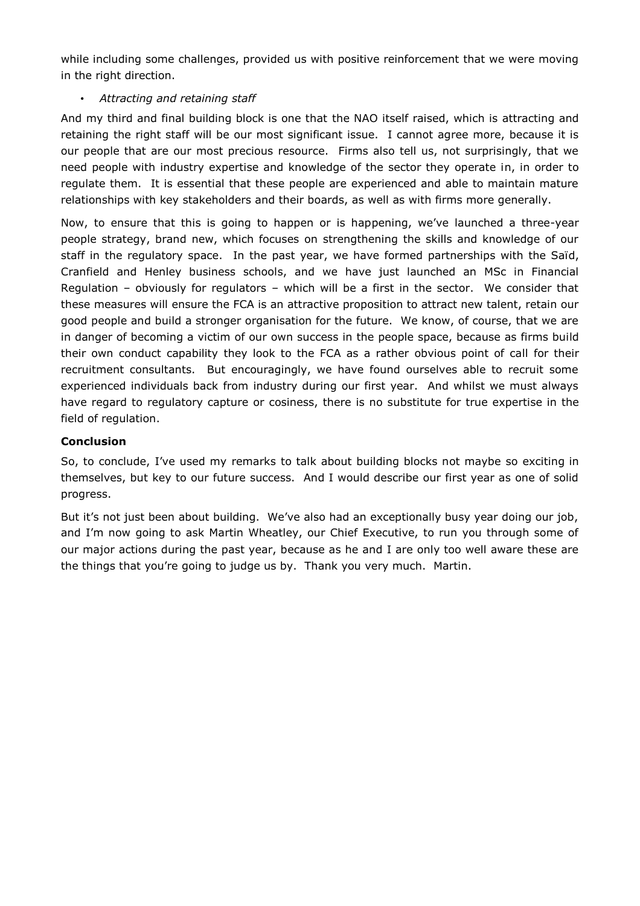while including some challenges, provided us with positive reinforcement that we were moving in the right direction.

- *Attracting and retaining staff*

And my third and final building block is one that the NAO itself raised, which is attracting and retaining the right staff will be our most significant issue. I cannot agree more, because it is our people that are our most precious resource. Firms also tell us, not surprisingly, that we need people with industry expertise and knowledge of the sector they operate in, in order to regulate them. It is essential that these people are experienced and able to maintain mature relationships with key stakeholders and their boards, as well as with firms more generally.

Now, to ensure that this is going to happen or is happening, we've launched a three-year people strategy, brand new, which focuses on strengthening the skills and knowledge of our staff in the regulatory space. In the past year, we have formed partnerships with the Saïd, Cranfield and Henley business schools, and we have just launched an MSc in Financial Regulation – obviously for regulators – which will be a first in the sector. We consider that these measures will ensure the FCA is an attractive proposition to attract new talent, retain our good people and build a stronger organisation for the future. We know, of course, that we are in danger of becoming a victim of our own success in the people space, because as firms build their own conduct capability they look to the FCA as a rather obvious point of call for their recruitment consultants. But encouragingly, we have found ourselves able to recruit some experienced individuals back from industry during our first year. And whilst we must always have regard to regulatory capture or cosiness, there is no substitute for true expertise in the field of regulation.

**Conclusion**

So, to conclude, I've used my remarks to talk about building blocks not maybe so exciting in themselves, but key to our future success. And I would describe our first year as one of solid progress.

But it's not just been about building. We've also had an exceptionally busy year doing our job, and I'm now going to ask Martin Wheatley, our Chief Executive, to run you through some of our major actions during the past year, because as he and I are only too well aware these are the things that you're going to judge us by. Thank you very much. Martin.